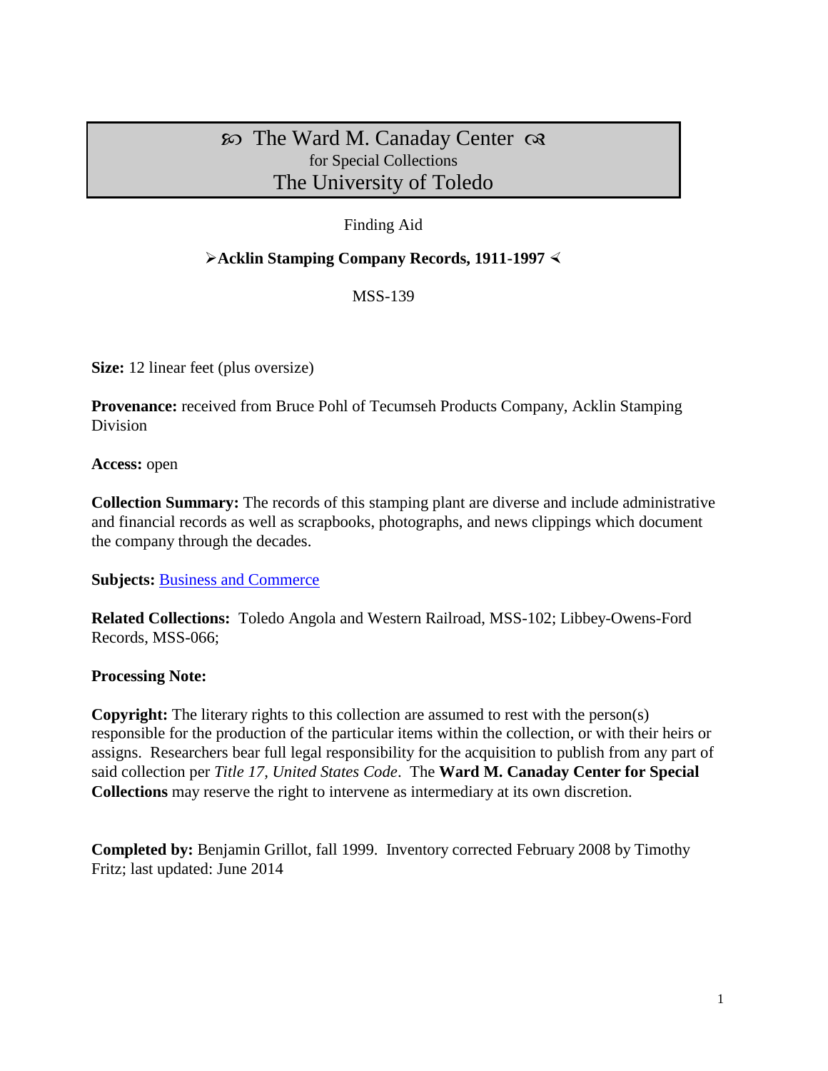# ℘ The Ward M. Canaday Center ℘
## for Special Collections
## The University of Toledo

Finding Aid

**➢Acklin Stamping Company Records, 1911-1997 ≺**

MSS-139

**Size:** 12 linear feet (plus oversize)

**Provenance:** received from Bruce Pohl of Tecumseh Products Company, Acklin Stamping Division

**Access:** open

**Collection Summary:** The records of this stamping plant are diverse and include administrative and financial records as well as scrapbooks, photographs, and news clippings which document the company through the decades.

**Subjects:** Business and Commerce

**Related Collections:** Toledo Angola and Western Railroad, MSS-102; Libbey-Owens-Ford Records, MSS-066;

**Processing Note:**

**Copyright:** The literary rights to this collection are assumed to rest with the person(s) responsible for the production of the particular items within the collection, or with their heirs or assigns. Researchers bear full legal responsibility for the acquisition to publish from any part of said collection per *Title 17, United States Code*. The **Ward M. Canaday Center for Special Collections** may reserve the right to intervene as intermediary at its own discretion.

**Completed by:** Benjamin Grillot, fall 1999. Inventory corrected February 2008 by Timothy Fritz; last updated: June 2014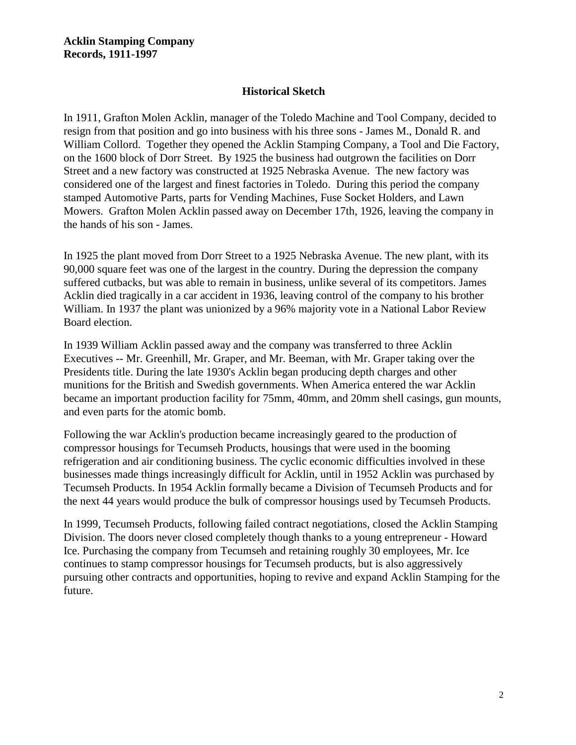**Acklin Stamping Company**
**Records, 1911-1997**

## Historical Sketch

In 1911, Grafton Molen Acklin, manager of the Toledo Machine and Tool Company, decided to resign from that position and go into business with his three sons - James M., Donald R. and William Collord. Together they opened the Acklin Stamping Company, a Tool and Die Factory, on the 1600 block of Dorr Street. By 1925 the business had outgrown the facilities on Dorr Street and a new factory was constructed at 1925 Nebraska Avenue. The new factory was considered one of the largest and finest factories in Toledo. During this period the company stamped Automotive Parts, parts for Vending Machines, Fuse Socket Holders, and Lawn Mowers. Grafton Molen Acklin passed away on December 17th, 1926, leaving the company in the hands of his son - James.

In 1925 the plant moved from Dorr Street to a 1925 Nebraska Avenue. The new plant, with its 90,000 square feet was one of the largest in the country. During the depression the company suffered cutbacks, but was able to remain in business, unlike several of its competitors. James Acklin died tragically in a car accident in 1936, leaving control of the company to his brother William. In 1937 the plant was unionized by a 96% majority vote in a National Labor Review Board election.

In 1939 William Acklin passed away and the company was transferred to three Acklin Executives -- Mr. Greenhill, Mr. Graper, and Mr. Beeman, with Mr. Graper taking over the Presidents title. During the late 1930's Acklin began producing depth charges and other munitions for the British and Swedish governments. When America entered the war Acklin became an important production facility for 75mm, 40mm, and 20mm shell casings, gun mounts, and even parts for the atomic bomb.

Following the war Acklin's production became increasingly geared to the production of compressor housings for Tecumseh Products, housings that were used in the booming refrigeration and air conditioning business. The cyclic economic difficulties involved in these businesses made things increasingly difficult for Acklin, until in 1952 Acklin was purchased by Tecumseh Products. In 1954 Acklin formally became a Division of Tecumseh Products and for the next 44 years would produce the bulk of compressor housings used by Tecumseh Products.

In 1999, Tecumseh Products, following failed contract negotiations, closed the Acklin Stamping Division. The doors never closed completely though thanks to a young entrepreneur - Howard Ice. Purchasing the company from Tecumseh and retaining roughly 30 employees, Mr. Ice continues to stamp compressor housings for Tecumseh products, but is also aggressively pursuing other contracts and opportunities, hoping to revive and expand Acklin Stamping for the future.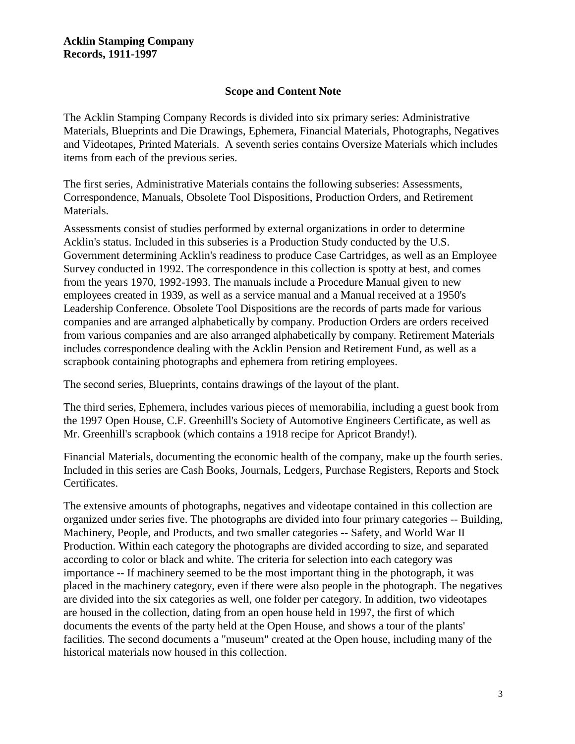**Acklin Stamping Company**
**Records, 1911-1997**

### Scope and Content Note

The Acklin Stamping Company Records is divided into six primary series: Administrative Materials, Blueprints and Die Drawings, Ephemera, Financial Materials, Photographs, Negatives and Videotapes, Printed Materials. A seventh series contains Oversize Materials which includes items from each of the previous series.

The first series, Administrative Materials contains the following subseries: Assessments, Correspondence, Manuals, Obsolete Tool Dispositions, Production Orders, and Retirement Materials.

Assessments consist of studies performed by external organizations in order to determine Acklin's status. Included in this subseries is a Production Study conducted by the U.S. Government determining Acklin's readiness to produce Case Cartridges, as well as an Employee Survey conducted in 1992. The correspondence in this collection is spotty at best, and comes from the years 1970, 1992-1993. The manuals include a Procedure Manual given to new employees created in 1939, as well as a service manual and a Manual received at a 1950's Leadership Conference. Obsolete Tool Dispositions are the records of parts made for various companies and are arranged alphabetically by company. Production Orders are orders received from various companies and are also arranged alphabetically by company. Retirement Materials includes correspondence dealing with the Acklin Pension and Retirement Fund, as well as a scrapbook containing photographs and ephemera from retiring employees.

The second series, Blueprints, contains drawings of the layout of the plant.

The third series, Ephemera, includes various pieces of memorabilia, including a guest book from the 1997 Open House, C.F. Greenhill's Society of Automotive Engineers Certificate, as well as Mr. Greenhill's scrapbook (which contains a 1918 recipe for Apricot Brandy!).

Financial Materials, documenting the economic health of the company, make up the fourth series. Included in this series are Cash Books, Journals, Ledgers, Purchase Registers, Reports and Stock Certificates.

The extensive amounts of photographs, negatives and videotape contained in this collection are organized under series five. The photographs are divided into four primary categories -- Building, Machinery, People, and Products, and two smaller categories -- Safety, and World War II Production. Within each category the photographs are divided according to size, and separated according to color or black and white. The criteria for selection into each category was importance -- If machinery seemed to be the most important thing in the photograph, it was placed in the machinery category, even if there were also people in the photograph. The negatives are divided into the six categories as well, one folder per category. In addition, two videotapes are housed in the collection, dating from an open house held in 1997, the first of which documents the events of the party held at the Open House, and shows a tour of the plants' facilities. The second documents a "museum" created at the Open house, including many of the historical materials now housed in this collection.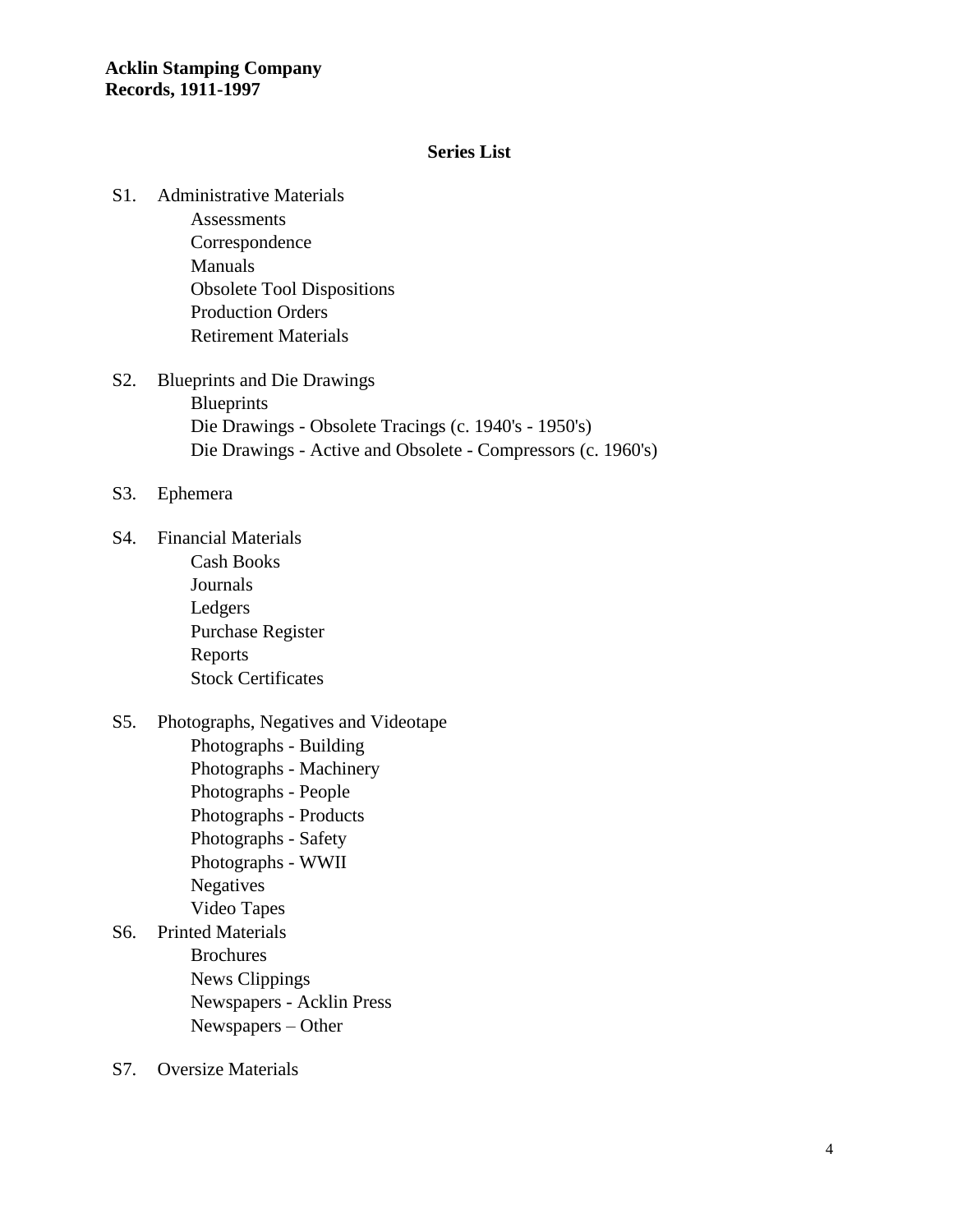**Acklin Stamping Company**
**Records, 1911-1997**

## Series List

S1. Administrative Materials
- Assessments
- Correspondence
- Manuals
- Obsolete Tool Dispositions
- Production Orders
- Retirement Materials

S2. Blueprints and Die Drawings
- Blueprints
- Die Drawings - Obsolete Tracings (c. 1940's - 1950's)
- Die Drawings - Active and Obsolete - Compressors (c. 1960's)

S3. Ephemera

S4. Financial Materials
- Cash Books
- Journals
- Ledgers
- Purchase Register
- Reports
- Stock Certificates

S5. Photographs, Negatives and Videotape
- Photographs - Building
- Photographs - Machinery
- Photographs - People
- Photographs - Products
- Photographs - Safety
- Photographs - WWII
- Negatives
- Video Tapes

S6. Printed Materials
- Brochures
- News Clippings
- Newspapers - Acklin Press
- Newspapers – Other

S7. Oversize Materials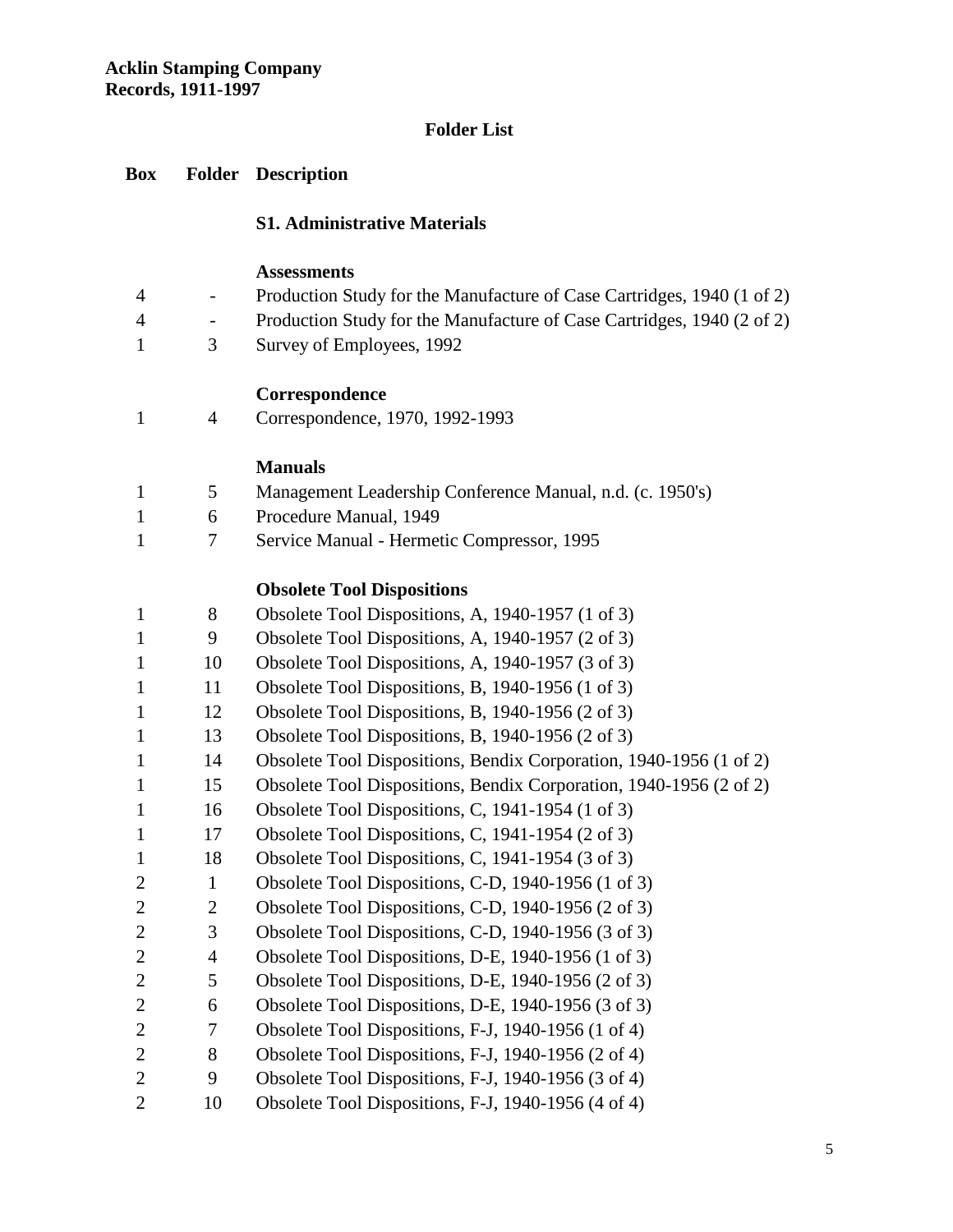**Acklin Stamping Company**
**Records, 1911-1997**

## Folder List

| Box | Folder | Description |
|---|---|---|
| | | **S1. Administrative Materials** |
| | | **Assessments** |
| 4 | - | Production Study for the Manufacture of Case Cartridges, 1940 (1 of 2) |
| 4 | - | Production Study for the Manufacture of Case Cartridges, 1940 (2 of 2) |
| 1 | 3 | Survey of Employees, 1992 |
| | | **Correspondence** |
| 1 | 4 | Correspondence, 1970, 1992-1993 |
| | | **Manuals** |
| 1 | 5 | Management Leadership Conference Manual, n.d. (c. 1950's) |
| 1 | 6 | Procedure Manual, 1949 |
| 1 | 7 | Service Manual - Hermetic Compressor, 1995 |
| | | **Obsolete Tool Dispositions** |
| 1 | 8 | Obsolete Tool Dispositions, A, 1940-1957 (1 of 3) |
| 1 | 9 | Obsolete Tool Dispositions, A, 1940-1957 (2 of 3) |
| 1 | 10 | Obsolete Tool Dispositions, A, 1940-1957 (3 of 3) |
| 1 | 11 | Obsolete Tool Dispositions, B, 1940-1956 (1 of 3) |
| 1 | 12 | Obsolete Tool Dispositions, B, 1940-1956 (2 of 3) |
| 1 | 13 | Obsolete Tool Dispositions, B, 1940-1956 (2 of 3) |
| 1 | 14 | Obsolete Tool Dispositions, Bendix Corporation, 1940-1956 (1 of 2) |
| 1 | 15 | Obsolete Tool Dispositions, Bendix Corporation, 1940-1956 (2 of 2) |
| 1 | 16 | Obsolete Tool Dispositions, C, 1941-1954 (1 of 3) |
| 1 | 17 | Obsolete Tool Dispositions, C, 1941-1954 (2 of 3) |
| 1 | 18 | Obsolete Tool Dispositions, C, 1941-1954 (3 of 3) |
| 2 | 1 | Obsolete Tool Dispositions, C-D, 1940-1956 (1 of 3) |
| 2 | 2 | Obsolete Tool Dispositions, C-D, 1940-1956 (2 of 3) |
| 2 | 3 | Obsolete Tool Dispositions, C-D, 1940-1956 (3 of 3) |
| 2 | 4 | Obsolete Tool Dispositions, D-E, 1940-1956 (1 of 3) |
| 2 | 5 | Obsolete Tool Dispositions, D-E, 1940-1956 (2 of 3) |
| 2 | 6 | Obsolete Tool Dispositions, D-E, 1940-1956 (3 of 3) |
| 2 | 7 | Obsolete Tool Dispositions, F-J, 1940-1956 (1 of 4) |
| 2 | 8 | Obsolete Tool Dispositions, F-J, 1940-1956 (2 of 4) |
| 2 | 9 | Obsolete Tool Dispositions, F-J, 1940-1956 (3 of 4) |
| 2 | 10 | Obsolete Tool Dispositions, F-J, 1940-1956 (4 of 4) |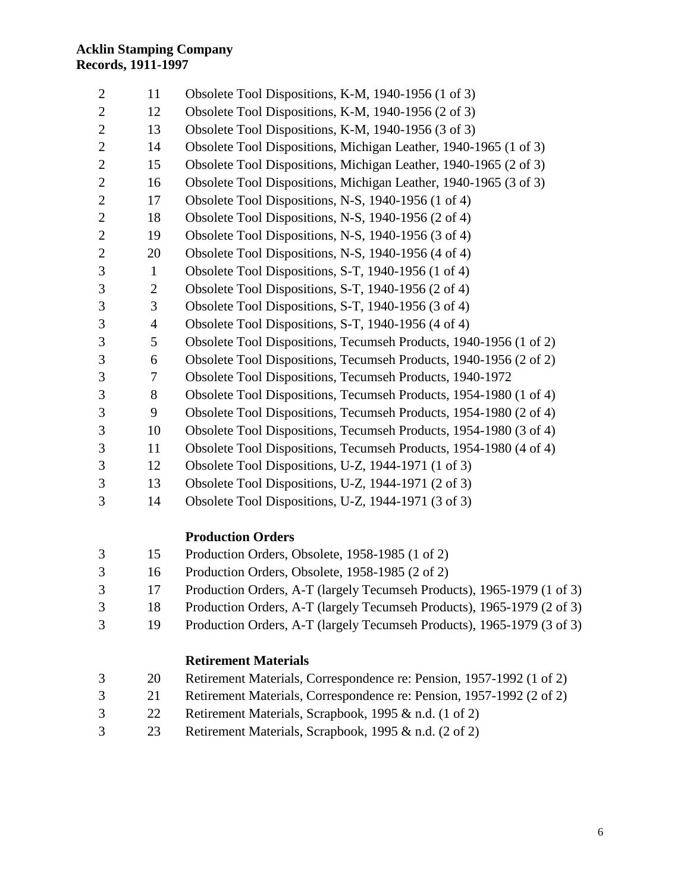| Box | Folder | Description |
|---|---|---|
| 2 | 11 | Obsolete Tool Dispositions, K-M, 1940-1956 (1 of 3) |
| 2 | 12 | Obsolete Tool Dispositions, K-M, 1940-1956 (2 of 3) |
| 2 | 13 | Obsolete Tool Dispositions, K-M, 1940-1956 (3 of 3) |
| 2 | 14 | Obsolete Tool Dispositions, Michigan Leather, 1940-1965 (1 of 3) |
| 2 | 15 | Obsolete Tool Dispositions, Michigan Leather, 1940-1965 (2 of 3) |
| 2 | 16 | Obsolete Tool Dispositions, Michigan Leather, 1940-1965 (3 of 3) |
| 2 | 17 | Obsolete Tool Dispositions, N-S, 1940-1956 (1 of 4) |
| 2 | 18 | Obsolete Tool Dispositions, N-S, 1940-1956 (2 of 4) |
| 2 | 19 | Obsolete Tool Dispositions, N-S, 1940-1956 (3 of 4) |
| 2 | 20 | Obsolete Tool Dispositions, N-S, 1940-1956 (4 of 4) |
| 3 | 1 | Obsolete Tool Dispositions, S-T, 1940-1956 (1 of 4) |
| 3 | 2 | Obsolete Tool Dispositions, S-T, 1940-1956 (2 of 4) |
| 3 | 3 | Obsolete Tool Dispositions, S-T, 1940-1956 (3 of 4) |
| 3 | 4 | Obsolete Tool Dispositions, S-T, 1940-1956 (4 of 4) |
| 3 | 5 | Obsolete Tool Dispositions, Tecumseh Products, 1940-1956 (1 of 2) |
| 3 | 6 | Obsolete Tool Dispositions, Tecumseh Products, 1940-1956 (2 of 2) |
| 3 | 7 | Obsolete Tool Dispositions, Tecumseh Products, 1940-1972 |
| 3 | 8 | Obsolete Tool Dispositions, Tecumseh Products, 1954-1980 (1 of 4) |
| 3 | 9 | Obsolete Tool Dispositions, Tecumseh Products, 1954-1980 (2 of 4) |
| 3 | 10 | Obsolete Tool Dispositions, Tecumseh Products, 1954-1980 (3 of 4) |
| 3 | 11 | Obsolete Tool Dispositions, Tecumseh Products, 1954-1980 (4 of 4) |
| 3 | 12 | Obsolete Tool Dispositions, U-Z, 1944-1971 (1 of 3) |
| 3 | 13 | Obsolete Tool Dispositions, U-Z, 1944-1971 (2 of 3) |
| 3 | 14 | Obsolete Tool Dispositions, U-Z, 1944-1971 (3 of 3) |

**Production Orders**

| Box | Folder | Description |
|---|---|---|
| 3 | 15 | Production Orders, Obsolete, 1958-1985 (1 of 2) |
| 3 | 16 | Production Orders, Obsolete, 1958-1985 (2 of 2) |
| 3 | 17 | Production Orders, A-T (largely Tecumseh Products), 1965-1979 (1 of 3) |
| 3 | 18 | Production Orders, A-T (largely Tecumseh Products), 1965-1979 (2 of 3) |
| 3 | 19 | Production Orders, A-T (largely Tecumseh Products), 1965-1979 (3 of 3) |

**Retirement Materials**

| Box | Folder | Description |
|---|---|---|
| 3 | 20 | Retirement Materials, Correspondence re: Pension, 1957-1992 (1 of 2) |
| 3 | 21 | Retirement Materials, Correspondence re: Pension, 1957-1992 (2 of 2) |
| 3 | 22 | Retirement Materials, Scrapbook, 1995 & n.d. (1 of 2) |
| 3 | 23 | Retirement Materials, Scrapbook, 1995 & n.d. (2 of 2) |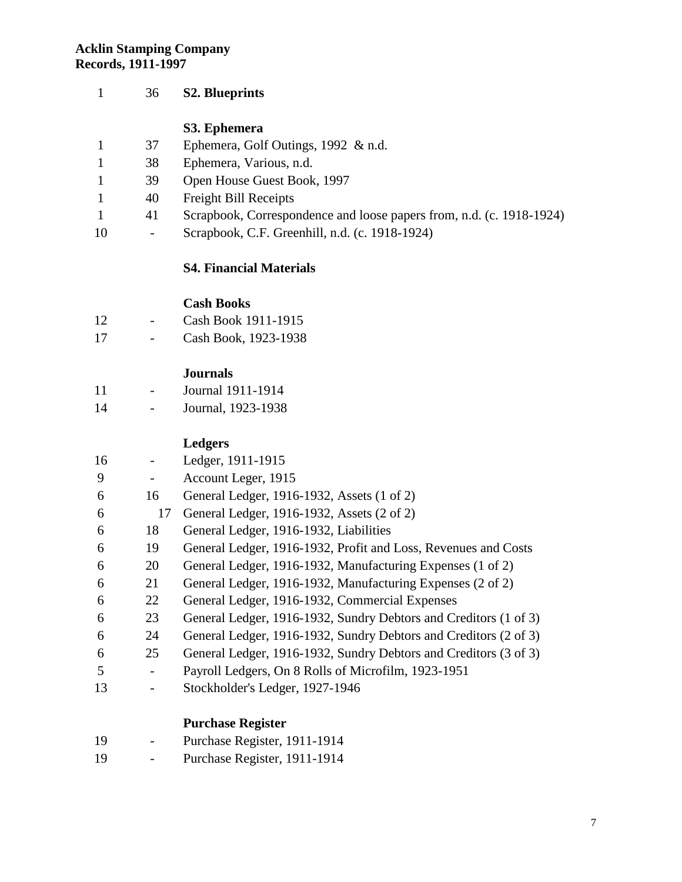**Acklin Stamping Company**
**Records, 1911-1997**

| Box | Folder | Description |
|---|---|---|
| 1 | 36 | **S2. Blueprints** |
| | | **S3. Ephemera** |
| 1 | 37 | Ephemera, Golf Outings, 1992 & n.d. |
| 1 | 38 | Ephemera, Various, n.d. |
| 1 | 39 | Open House Guest Book, 1997 |
| 1 | 40 | Freight Bill Receipts |
| 1 | 41 | Scrapbook, Correspondence and loose papers from, n.d. (c. 1918-1924) |
| 10 | - | Scrapbook, C.F. Greenhill, n.d. (c. 1918-1924) |
| | | **S4. Financial Materials** |
| | | **Cash Books** |
| 12 | - | Cash Book 1911-1915 |
| 17 | - | Cash Book, 1923-1938 |
| | | **Journals** |
| 11 | - | Journal 1911-1914 |
| 14 | - | Journal, 1923-1938 |
| | | **Ledgers** |
| 16 | - | Ledger, 1911-1915 |
| 9 | - | Account Leger, 1915 |
| 6 | 16 | General Ledger, 1916-1932, Assets (1 of 2) |
| 6 | 17 | General Ledger, 1916-1932, Assets (2 of 2) |
| 6 | 18 | General Ledger, 1916-1932, Liabilities |
| 6 | 19 | General Ledger, 1916-1932, Profit and Loss, Revenues and Costs |
| 6 | 20 | General Ledger, 1916-1932, Manufacturing Expenses (1 of 2) |
| 6 | 21 | General Ledger, 1916-1932, Manufacturing Expenses (2 of 2) |
| 6 | 22 | General Ledger, 1916-1932, Commercial Expenses |
| 6 | 23 | General Ledger, 1916-1932, Sundry Debtors and Creditors (1 of 3) |
| 6 | 24 | General Ledger, 1916-1932, Sundry Debtors and Creditors (2 of 3) |
| 6 | 25 | General Ledger, 1916-1932, Sundry Debtors and Creditors (3 of 3) |
| 5 | - | Payroll Ledgers, On 8 Rolls of Microfilm, 1923-1951 |
| 13 | - | Stockholder's Ledger, 1927-1946 |
| | | **Purchase Register** |
| 19 | - | Purchase Register, 1911-1914 |
| 19 | - | Purchase Register, 1911-1914 |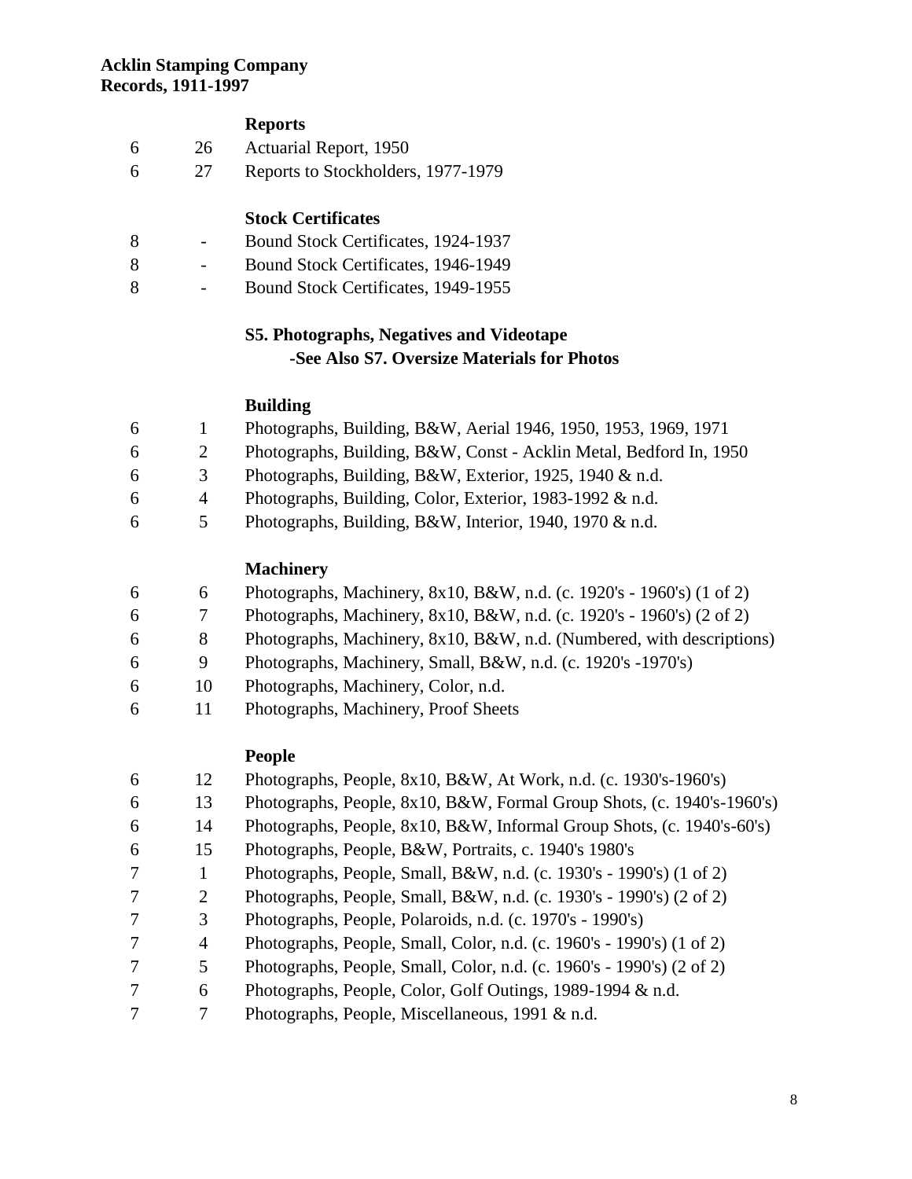**Acklin Stamping Company**
**Records, 1911-1997**

**Reports**

| Box | Folder | Description |
|---|---|---|
| 6 | 26 | Actuarial Report, 1950 |
| 6 | 27 | Reports to Stockholders, 1977-1979 |

**Stock Certificates**

| Box | Folder | Description |
|---|---|---|
| 8 | - | Bound Stock Certificates, 1924-1937 |
| 8 | - | Bound Stock Certificates, 1946-1949 |
| 8 | - | Bound Stock Certificates, 1949-1955 |

## S5. Photographs, Negatives and Videotape

**-See Also S7. Oversize Materials for Photos**

**Building**

| Box | Folder | Description |
|---|---|---|
| 6 | 1 | Photographs, Building, B&W, Aerial 1946, 1950, 1953, 1969, 1971 |
| 6 | 2 | Photographs, Building, B&W, Const - Acklin Metal, Bedford In, 1950 |
| 6 | 3 | Photographs, Building, B&W, Exterior, 1925, 1940 & n.d. |
| 6 | 4 | Photographs, Building, Color, Exterior, 1983-1992 & n.d. |
| 6 | 5 | Photographs, Building, B&W, Interior, 1940, 1970 & n.d. |

**Machinery**

| Box | Folder | Description |
|---|---|---|
| 6 | 6 | Photographs, Machinery, 8x10, B&W, n.d. (c. 1920's - 1960's) (1 of 2) |
| 6 | 7 | Photographs, Machinery, 8x10, B&W, n.d. (c. 1920's - 1960's) (2 of 2) |
| 6 | 8 | Photographs, Machinery, 8x10, B&W, n.d. (Numbered, with descriptions) |
| 6 | 9 | Photographs, Machinery, Small, B&W, n.d. (c. 1920's -1970's) |
| 6 | 10 | Photographs, Machinery, Color, n.d. |
| 6 | 11 | Photographs, Machinery, Proof Sheets |

**People**

| Box | Folder | Description |
|---|---|---|
| 6 | 12 | Photographs, People, 8x10, B&W, At Work, n.d. (c. 1930's-1960's) |
| 6 | 13 | Photographs, People, 8x10, B&W, Formal Group Shots, (c. 1940's-1960's) |
| 6 | 14 | Photographs, People, 8x10, B&W, Informal Group Shots, (c. 1940's-60's) |
| 6 | 15 | Photographs, People, B&W, Portraits, c. 1940's 1980's |
| 7 | 1 | Photographs, People, Small, B&W, n.d. (c. 1930's - 1990's) (1 of 2) |
| 7 | 2 | Photographs, People, Small, B&W, n.d. (c. 1930's - 1990's) (2 of 2) |
| 7 | 3 | Photographs, People, Polaroids, n.d. (c. 1970's - 1990's) |
| 7 | 4 | Photographs, People, Small, Color, n.d. (c. 1960's - 1990's) (1 of 2) |
| 7 | 5 | Photographs, People, Small, Color, n.d. (c. 1960's - 1990's) (2 of 2) |
| 7 | 6 | Photographs, People, Color, Golf Outings, 1989-1994 & n.d. |
| 7 | 7 | Photographs, People, Miscellaneous, 1991 & n.d. |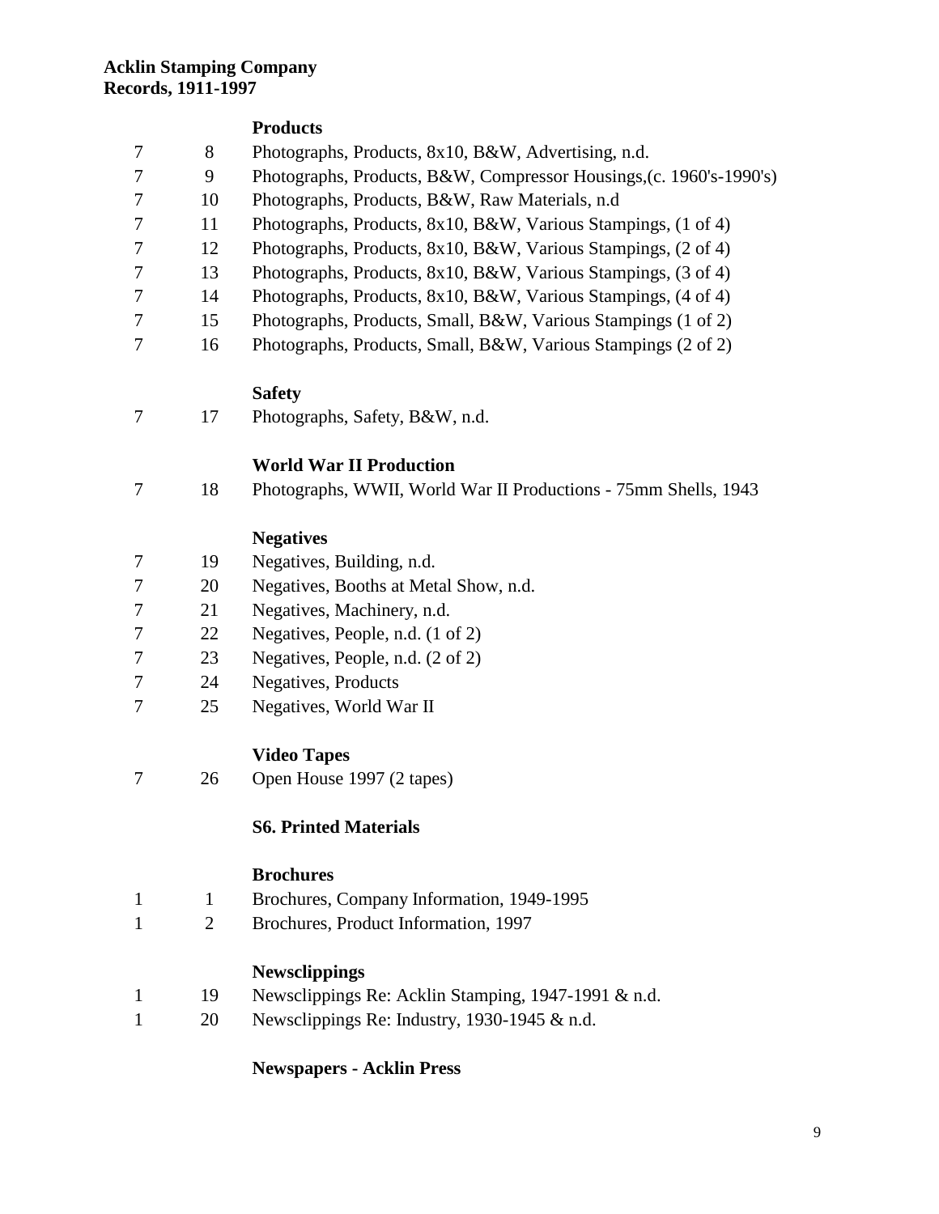**Acklin Stamping Company**
**Records, 1911-1997**

**Products**

| Box | Folder | Description |
|---|---|---|
| 7 | 8 | Photographs, Products, 8x10, B&W, Advertising, n.d. |
| 7 | 9 | Photographs, Products, B&W, Compressor Housings,(c. 1960's-1990's) |
| 7 | 10 | Photographs, Products, B&W, Raw Materials, n.d |
| 7 | 11 | Photographs, Products, 8x10, B&W, Various Stampings, (1 of 4) |
| 7 | 12 | Photographs, Products, 8x10, B&W, Various Stampings, (2 of 4) |
| 7 | 13 | Photographs, Products, 8x10, B&W, Various Stampings, (3 of 4) |
| 7 | 14 | Photographs, Products, 8x10, B&W, Various Stampings, (4 of 4) |
| 7 | 15 | Photographs, Products, Small, B&W, Various Stampings (1 of 2) |
| 7 | 16 | Photographs, Products, Small, B&W, Various Stampings (2 of 2) |

**Safety**

| Box | Folder | Description |
|---|---|---|
| 7 | 17 | Photographs, Safety, B&W, n.d. |

**World War II Production**

| Box | Folder | Description |
|---|---|---|
| 7 | 18 | Photographs, WWII, World War II Productions - 75mm Shells, 1943 |

**Negatives**

| Box | Folder | Description |
|---|---|---|
| 7 | 19 | Negatives, Building, n.d. |
| 7 | 20 | Negatives, Booths at Metal Show, n.d. |
| 7 | 21 | Negatives, Machinery, n.d. |
| 7 | 22 | Negatives, People, n.d. (1 of 2) |
| 7 | 23 | Negatives, People, n.d. (2 of 2) |
| 7 | 24 | Negatives, Products |
| 7 | 25 | Negatives, World War II |

**Video Tapes**

| Box | Folder | Description |
|---|---|---|
| 7 | 26 | Open House 1997 (2 tapes) |

**S6. Printed Materials**

**Brochures**

| Box | Folder | Description |
|---|---|---|
| 1 | 1 | Brochures, Company Information, 1949-1995 |
| 1 | 2 | Brochures, Product Information, 1997 |

**Newsclippings**

| Box | Folder | Description |
|---|---|---|
| 1 | 19 | Newsclippings Re: Acklin Stamping, 1947-1991 & n.d. |
| 1 | 20 | Newsclippings Re: Industry, 1930-1945 & n.d. |

**Newspapers - Acklin Press**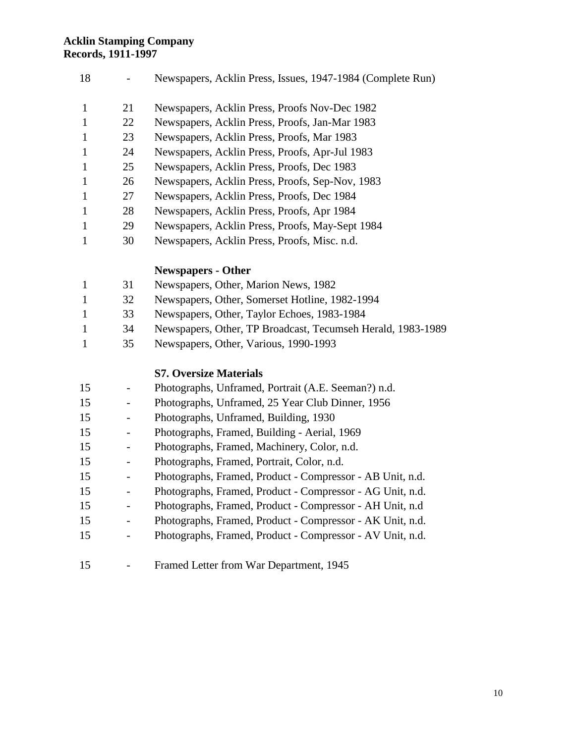**Acklin Stamping Company**
**Records, 1911-1997**

| | | |
|---|---|---|
| 18 | - | Newspapers, Acklin Press, Issues, 1947-1984 (Complete Run) |
| 1 | 21 | Newspapers, Acklin Press, Proofs Nov-Dec 1982 |
| 1 | 22 | Newspapers, Acklin Press, Proofs, Jan-Mar 1983 |
| 1 | 23 | Newspapers, Acklin Press, Proofs, Mar 1983 |
| 1 | 24 | Newspapers, Acklin Press, Proofs, Apr-Jul 1983 |
| 1 | 25 | Newspapers, Acklin Press, Proofs, Dec 1983 |
| 1 | 26 | Newspapers, Acklin Press, Proofs, Sep-Nov, 1983 |
| 1 | 27 | Newspapers, Acklin Press, Proofs, Dec 1984 |
| 1 | 28 | Newspapers, Acklin Press, Proofs, Apr 1984 |
| 1 | 29 | Newspapers, Acklin Press, Proofs, May-Sept 1984 |
| 1 | 30 | Newspapers, Acklin Press, Proofs, Misc. n.d. |

**Newspapers - Other**

| | | |
|---|---|---|
| 1 | 31 | Newspapers, Other, Marion News, 1982 |
| 1 | 32 | Newspapers, Other, Somerset Hotline, 1982-1994 |
| 1 | 33 | Newspapers, Other, Taylor Echoes, 1983-1984 |
| 1 | 34 | Newspapers, Other, TP Broadcast, Tecumseh Herald, 1983-1989 |
| 1 | 35 | Newspapers, Other, Various, 1990-1993 |

**S7. Oversize Materials**

| | | |
|---|---|---|
| 15 | - | Photographs, Unframed, Portrait (A.E. Seeman?) n.d. |
| 15 | - | Photographs, Unframed, 25 Year Club Dinner, 1956 |
| 15 | - | Photographs, Unframed, Building, 1930 |
| 15 | - | Photographs, Framed, Building - Aerial, 1969 |
| 15 | - | Photographs, Framed, Machinery, Color, n.d. |
| 15 | - | Photographs, Framed, Portrait, Color, n.d. |
| 15 | - | Photographs, Framed, Product - Compressor - AB Unit, n.d. |
| 15 | - | Photographs, Framed, Product - Compressor - AG Unit, n.d. |
| 15 | - | Photographs, Framed, Product - Compressor - AH Unit, n.d |
| 15 | - | Photographs, Framed, Product - Compressor - AK Unit, n.d. |
| 15 | - | Photographs, Framed, Product - Compressor - AV Unit, n.d. |
| 15 | - | Framed Letter from War Department, 1945 |